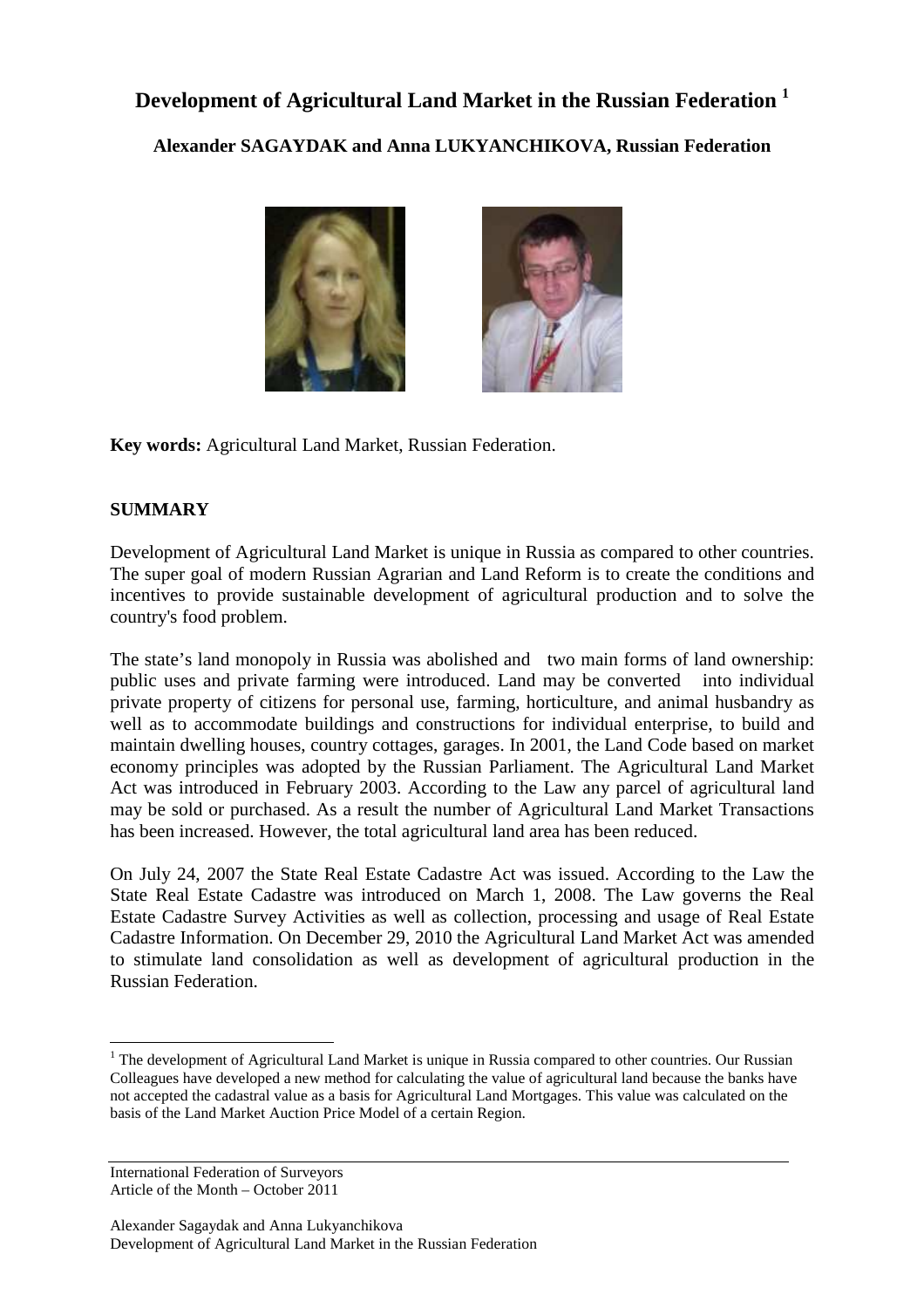# Development of Agricultural Land Market in the Russian Federation [1]

**Alexander SAGAYDAK and Anna LUKYANCHIKOVA, Russian Federation**

**Key words:** Agricultural Land Market, Russian Federation.

## SUMMARY

Development of Agricultural Land Market is unique in Russia as compared to other countries. The super goal of modern Russian Agrarian and Land Reform is to create the conditions and incentives to provide sustainable development of agricultural production and to solve the country's food problem.

The state's land monopoly in Russia was abolished and two main forms of land ownership: public uses and private farming were introduced. Land may be converted into individual private property of citizens for personal use, farming, horticulture, and animal husbandry as well as to accommodate buildings and constructions for individual enterprise, to build and maintain dwelling houses, country cottages, garages. In 2001, the Land Code based on market economy principles was adopted by the Russian Parliament. The Agricultural Land Market Act was introduced in February 2003. According to the Law any parcel of agricultural land may be sold or purchased. As a result the number of Agricultural Land Market Transactions has been increased. However, the total agricultural land area has been reduced.

On July 24, 2007 the State Real Estate Cadastre Act was issued. According to the Law the State Real Estate Cadastre was introduced on March 1, 2008. The Law governs the Real Estate Cadastre Survey Activities as well as collection, processing and usage of Real Estate Cadastre Information. On December 29, 2010 the Agricultural Land Market Act was amended to stimulate land consolidation as well as development of agricultural production in the Russian Federation.

[1] The development of Agricultural Land Market is unique in Russia compared to other countries. Our Russian Colleagues have developed a new method for calculating the value of agricultural land because the banks have not accepted the cadastral value as a basis for Agricultural Land Mortgages. This value was calculated on the basis of the Land Market Auction Price Model of a certain Region.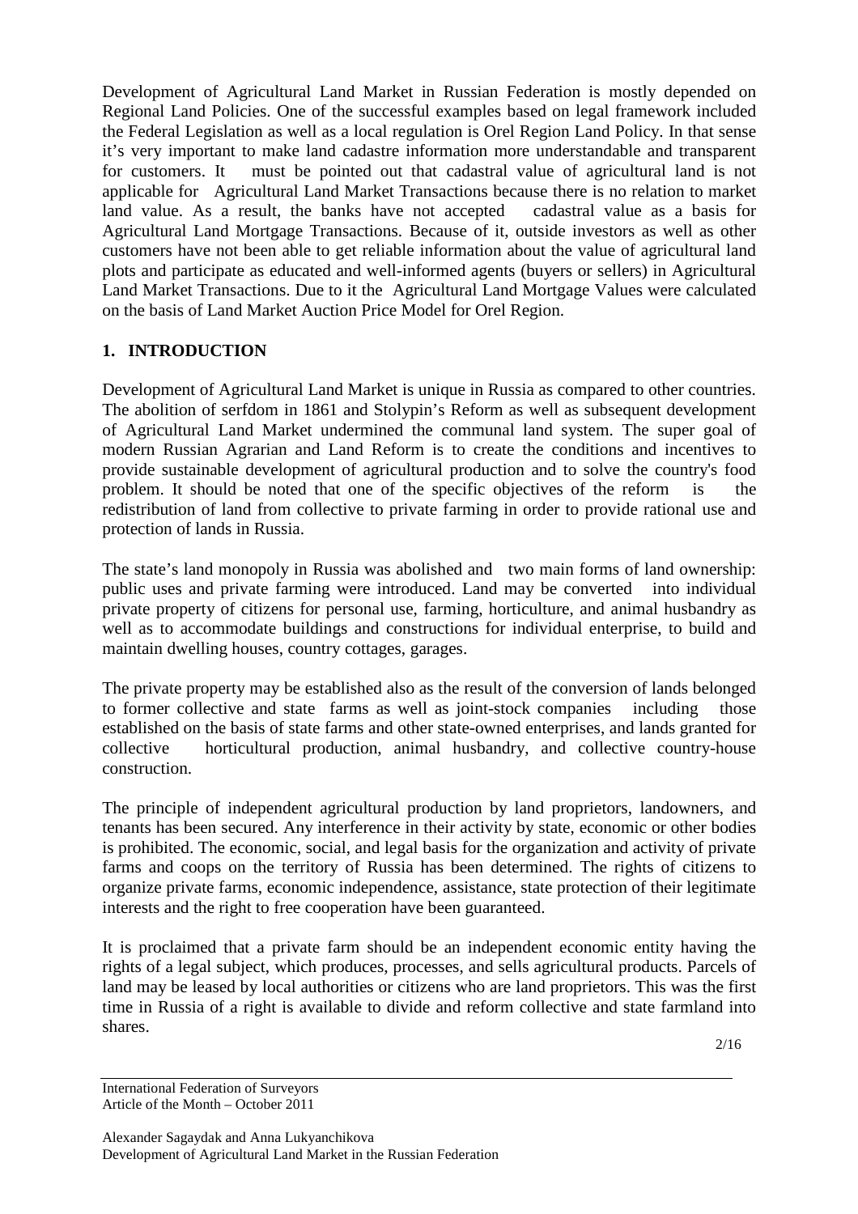Development of Agricultural Land Market in Russian Federation is mostly depended on Regional Land Policies. One of the successful examples based on legal framework included the Federal Legislation as well as a local regulation is Orel Region Land Policy. In that sense it's very important to make land cadastre information more understandable and transparent for customers. It must be pointed out that cadastral value of agricultural land is not applicable for Agricultural Land Market Transactions because there is no relation to market land value. As a result, the banks have not accepted cadastral value as a basis for Agricultural Land Mortgage Transactions. Because of it, outside investors as well as other customers have not been able to get reliable information about the value of agricultural land plots and participate as educated and well-informed agents (buyers or sellers) in Agricultural Land Market Transactions. Due to it the Agricultural Land Mortgage Values were calculated on the basis of Land Market Auction Price Model for Orel Region.

## 1. INTRODUCTION

Development of Agricultural Land Market is unique in Russia as compared to other countries. The abolition of serfdom in 1861 and Stolypin's Reform as well as subsequent development of Agricultural Land Market undermined the communal land system. The super goal of modern Russian Agrarian and Land Reform is to create the conditions and incentives to provide sustainable development of agricultural production and to solve the country's food problem. It should be noted that one of the specific objectives of the reform is the redistribution of land from collective to private farming in order to provide rational use and protection of lands in Russia.

The state's land monopoly in Russia was abolished and two main forms of land ownership: public uses and private farming were introduced. Land may be converted into individual private property of citizens for personal use, farming, horticulture, and animal husbandry as well as to accommodate buildings and constructions for individual enterprise, to build and maintain dwelling houses, country cottages, garages.

The private property may be established also as the result of the conversion of lands belonged to former collective and state farms as well as joint-stock companies including those established on the basis of state farms and other state-owned enterprises, and lands granted for collective horticultural production, animal husbandry, and collective country-house construction.

The principle of independent agricultural production by land proprietors, landowners, and tenants has been secured. Any interference in their activity by state, economic or other bodies is prohibited. The economic, social, and legal basis for the organization and activity of private farms and coops on the territory of Russia has been determined. The rights of citizens to organize private farms, economic independence, assistance, state protection of their legitimate interests and the right to free cooperation have been guaranteed.

It is proclaimed that a private farm should be an independent economic entity having the rights of a legal subject, which produces, processes, and sells agricultural products. Parcels of land may be leased by local authorities or citizens who are land proprietors. This was the first time in Russia of a right is available to divide and reform collective and state farmland into shares.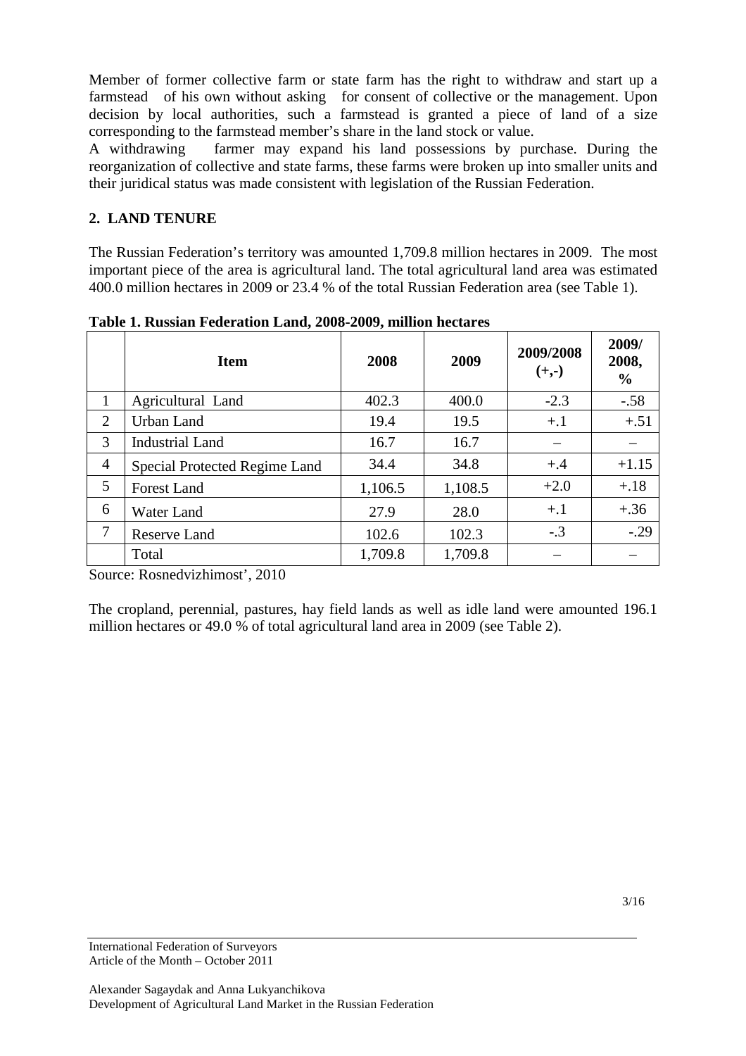Member of former collective farm or state farm has the right to withdraw and start up a farmstead of his own without asking for consent of collective or the management. Upon decision by local authorities, such a farmstead is granted a piece of land of a size corresponding to the farmstead member's share in the land stock or value.

A withdrawing farmer may expand his land possessions by purchase. During the reorganization of collective and state farms, these farms were broken up into smaller units and their juridical status was made consistent with legislation of the Russian Federation.

## 2. LAND TENURE

The Russian Federation's territory was amounted 1,709.8 million hectares in 2009. The most important piece of the area is agricultural land. The total agricultural land area was estimated 400.0 million hectares in 2009 or 23.4 % of the total Russian Federation area (see Table 1).

**Table 1. Russian Federation Land, 2008-2009, million hectares**

| | Item | 2008 | 2009 | 2009/2008 (+,-) | 2009/ 2008, % |
|---|---|---|---|---|---|
| 1 | Agricultural Land | 402.3 | 400.0 | -2.3 | -.58 |
| 2 | Urban Land | 19.4 | 19.5 | +.1 | +.51 |
| 3 | Industrial Land | 16.7 | 16.7 | – | – |
| 4 | Special Protected Regime Land | 34.4 | 34.8 | +.4 | +1.15 |
| 5 | Forest Land | 1,106.5 | 1,108.5 | +2.0 | +.18 |
| 6 | Water Land | 27.9 | 28.0 | +.1 | +.36 |
| 7 | Reserve Land | 102.6 | 102.3 | -.3 | -.29 |
| | Total | 1,709.8 | 1,709.8 | – | – |

Source: Rosnedvizhimost', 2010

The cropland, perennial, pastures, hay field lands as well as idle land were amounted 196.1 million hectares or 49.0 % of total agricultural land area in 2009 (see Table 2).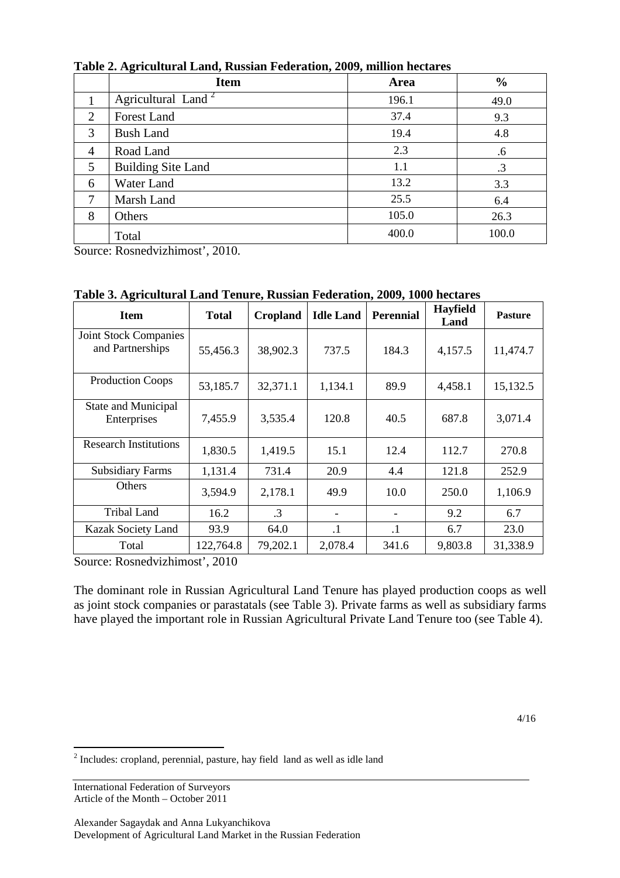**Table 2. Agricultural Land, Russian Federation, 2009, million hectares**

| | Item | Area | % |
|---|---|---|---|
| 1 | Agricultural Land [2] | 196.1 | 49.0 |
| 2 | Forest Land | 37.4 | 9.3 |
| 3 | Bush Land | 19.4 | 4.8 |
| 4 | Road Land | 2.3 | .6 |
| 5 | Building Site Land | 1.1 | .3 |
| 6 | Water Land | 13.2 | 3.3 |
| 7 | Marsh Land | 25.5 | 6.4 |
| 8 | Others | 105.0 | 26.3 |
| | Total | 400.0 | 100.0 |

Source: Rosnedvizhimost', 2010.

**Table 3. Agricultural Land Tenure, Russian Federation, 2009, 1000 hectares**

| Item | Total | Cropland | Idle Land | Perennial | Hayfield Land | Pasture |
|---|---|---|---|---|---|---|
| Joint Stock Companies and Partnerships | 55,456.3 | 38,902.3 | 737.5 | 184.3 | 4,157.5 | 11,474.7 |
| Production Coops | 53,185.7 | 32,371.1 | 1,134.1 | 89.9 | 4,458.1 | 15,132.5 |
| State and Municipal Enterprises | 7,455.9 | 3,535.4 | 120.8 | 40.5 | 687.8 | 3,071.4 |
| Research Institutions | 1,830.5 | 1,419.5 | 15.1 | 12.4 | 112.7 | 270.8 |
| Subsidiary Farms | 1,131.4 | 731.4 | 20.9 | 4.4 | 121.8 | 252.9 |
| Others | 3,594.9 | 2,178.1 | 49.9 | 10.0 | 250.0 | 1,106.9 |
| Tribal Land | 16.2 | .3 | - | - | 9.2 | 6.7 |
| Kazak Society Land | 93.9 | 64.0 | .1 | .1 | 6.7 | 23.0 |
| Total | 122,764.8 | 79,202.1 | 2,078.4 | 341.6 | 9,803.8 | 31,338.9 |

Source: Rosnedvizhimost', 2010

The dominant role in Russian Agricultural Land Tenure has played production coops as well as joint stock companies or parastatals (see Table 3). Private farms as well as subsidiary farms have played the important role in Russian Agricultural Private Land Tenure too (see Table 4).

[2] Includes: cropland, perennial, pasture, hay field land as well as idle land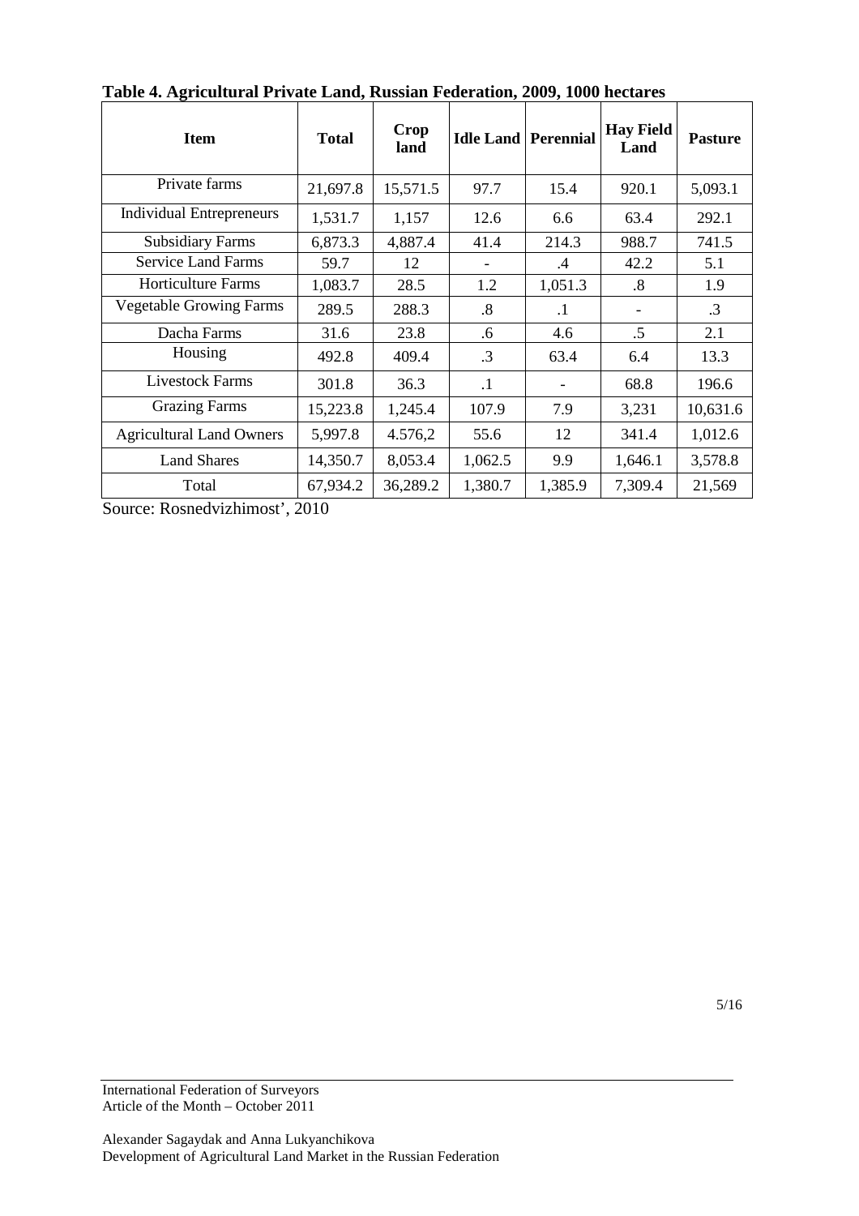**Table 4. Agricultural Private Land, Russian Federation, 2009, 1000 hectares**

| Item | Total | Crop land | Idle Land | Perennial | Hay Field Land | Pasture |
|---|---|---|---|---|---|---|
| Private farms | 21,697.8 | 15,571.5 | 97.7 | 15.4 | 920.1 | 5,093.1 |
| Individual Entrepreneurs | 1,531.7 | 1,157 | 12.6 | 6.6 | 63.4 | 292.1 |
| Subsidiary Farms | 6,873.3 | 4,887.4 | 41.4 | 214.3 | 988.7 | 741.5 |
| Service Land Farms | 59.7 | 12 | - | .4 | 42.2 | 5.1 |
| Horticulture Farms | 1,083.7 | 28.5 | 1.2 | 1,051.3 | .8 | 1.9 |
| Vegetable Growing Farms | 289.5 | 288.3 | .8 | .1 | - | .3 |
| Dacha Farms | 31.6 | 23.8 | .6 | 4.6 | .5 | 2.1 |
| Housing | 492.8 | 409.4 | .3 | 63.4 | 6.4 | 13.3 |
| Livestock Farms | 301.8 | 36.3 | .1 | - | 68.8 | 196.6 |
| Grazing Farms | 15,223.8 | 1,245.4 | 107.9 | 7.9 | 3,231 | 10,631.6 |
| Agricultural Land Owners | 5,997.8 | 4.576,2 | 55.6 | 12 | 341.4 | 1,012.6 |
| Land Shares | 14,350.7 | 8,053.4 | 1,062.5 | 9.9 | 1,646.1 | 3,578.8 |
| Total | 67,934.2 | 36,289.2 | 1,380.7 | 1,385.9 | 7,309.4 | 21,569 |

Source: Rosnedvizhimost', 2010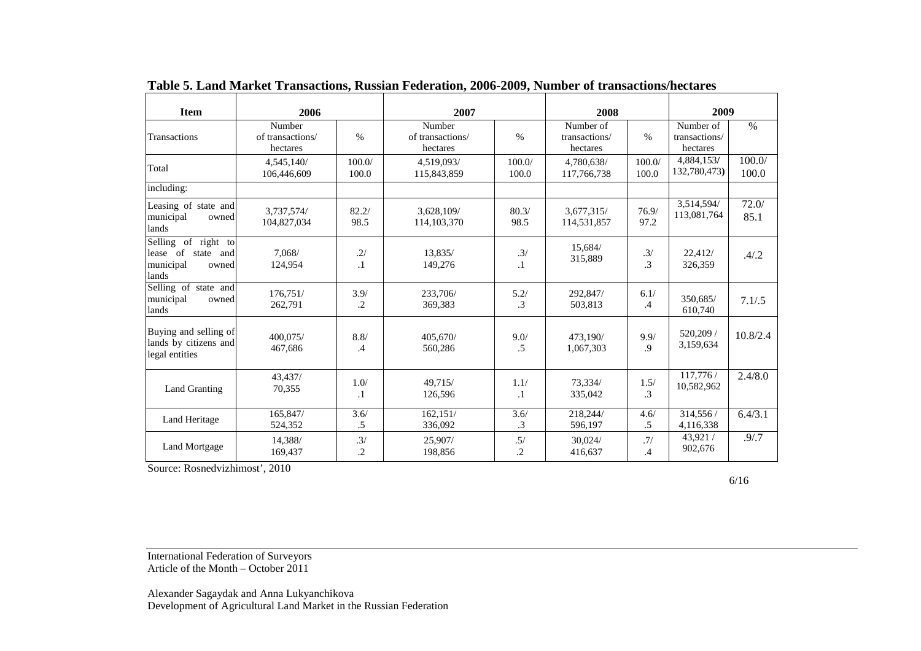**Table 5. Land Market Transactions, Russian Federation, 2006-2009, Number of transactions/hectares**

| Item | 2006 | | 2007 | | 2008 | | 2009 | |
|---|---|---|---|---|---|---|---|---|
| Transactions | Number of transactions/ hectares | % | Number of transactions/ hectares | % | Number of transactions/ hectares | % | Number of transactions/ hectares | % |
| Total | 4,545,140/ 106,446,609 | 100.0/ 100.0 | 4,519,093/ 115,843,859 | 100.0/ 100.0 | 4,780,638/ 117,766,738 | 100.0/ 100.0 | 4,884,153/ 132,780,473) | 100.0/ 100.0 |
| including: | | | | | | | | |
| Leasing of state and municipal owned lands | 3,737,574/ 104,827,034 | 82.2/ 98.5 | 3,628,109/ 114,103,370 | 80.3/ 98.5 | 3,677,315/ 114,531,857 | 76.9/ 97.2 | 3,514,594/ 113,081,764 | 72.0/ 85.1 |
| Selling of right to lease of state and municipal owned lands | 7,068/ 124,954 | .2/ .1 | 13,835/ 149,276 | .3/ .1 | 15,684/ 315,889 | .3/ .3 | 22,412/ 326,359 | .4/.2 |
| Selling of state and municipal owned lands | 176,751/ 262,791 | 3.9/ .2 | 233,706/ 369,383 | 5.2/ .3 | 292,847/ 503,813 | 6.1/ .4 | 350,685/ 610,740 | 7.1/.5 |
| Buying and selling of lands by citizens and legal entities | 400,075/ 467,686 | 8.8/ .4 | 405,670/ 560,286 | 9.0/ .5 | 473,190/ 1,067,303 | 9.9/ .9 | 520,209 / 3,159,634 | 10.8/2.4 |
| Land Granting | 43,437/ 70,355 | 1.0/ .1 | 49,715/ 126,596 | 1.1/ .1 | 73,334/ 335,042 | 1.5/ .3 | 117,776 / 10,582,962 | 2.4/8.0 |
| Land Heritage | 165,847/ 524,352 | 3.6/ .5 | 162,151/ 336,092 | 3.6/ .3 | 218,244/ 596,197 | 4.6/ .5 | 314,556 / 4,116,338 | 6.4/3.1 |
| Land Mortgage | 14,388/ 169,437 | .3/ .2 | 25,907/ 198,856 | .5/ .2 | 30,024/ 416,637 | .7/ .4 | 43,921 / 902,676 | .9/.7 |

Source: Rosnedvizhimost', 2010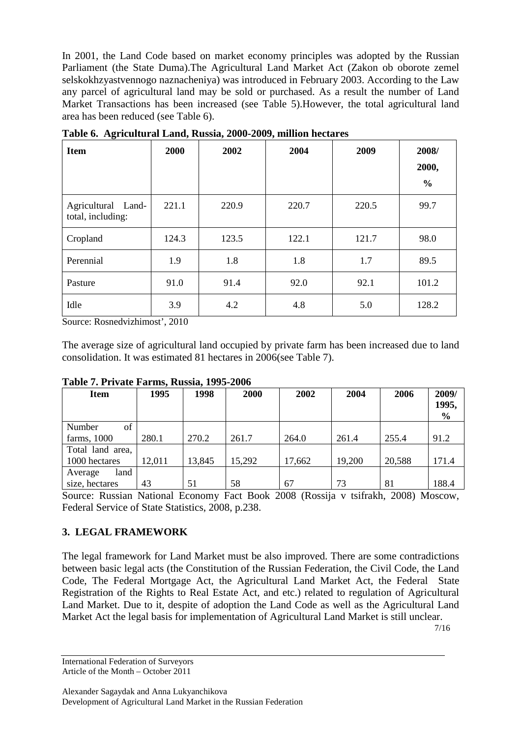In 2001, the Land Code based on market economy principles was adopted by the Russian Parliament (the State Duma).The Agricultural Land Market Act (Zakon ob oborote zemel selskokhzyastvennogo naznacheniya) was introduced in February 2003. According to the Law any parcel of agricultural land may be sold or purchased. As a result the number of Land Market Transactions has been increased (see Table 5).However, the total agricultural land area has been reduced (see Table 6).

**Table 6. Agricultural Land, Russia, 2000-2009, million hectares**

| **Item** | **2000** | **2002** | **2004** | **2009** | **2008/ 2000, %** |
|---|---|---|---|---|---|
| Agricultural Land-total, including: | 221.1 | 220.9 | 220.7 | 220.5 | 99.7 |
| Cropland | 124.3 | 123.5 | 122.1 | 121.7 | 98.0 |
| Perennial | 1.9 | 1.8 | 1.8 | 1.7 | 89.5 |
| Pasture | 91.0 | 91.4 | 92.0 | 92.1 | 101.2 |
| Idle | 3.9 | 4.2 | 4.8 | 5.0 | 128.2 |

Source: Rosnedvizhimost', 2010

The average size of agricultural land occupied by private farm has been increased due to land consolidation. It was estimated 81 hectares in 2006(see Table 7).

**Table 7. Private Farms, Russia, 1995-2006**

| **Item** | **1995** | **1998** | **2000** | **2002** | **2004** | **2006** | **2009/ 1995, %** |
|---|---|---|---|---|---|---|---|
| Number of farms, 1000 | 280.1 | 270.2 | 261.7 | 264.0 | 261.4 | 255.4 | 91.2 |
| Total land area, 1000 hectares | 12,011 | 13,845 | 15,292 | 17,662 | 19,200 | 20,588 | 171.4 |
| Average land size, hectares | 43 | 51 | 58 | 67 | 73 | 81 | 188.4 |

Source: Russian National Economy Fact Book 2008 (Rossija v tsifrakh, 2008) Moscow, Federal Service of State Statistics, 2008, p.238.

## 3. LEGAL FRAMEWORK

The legal framework for Land Market must be also improved. There are some contradictions between basic legal acts (the Constitution of the Russian Federation, the Civil Code, the Land Code, The Federal Mortgage Act, the Agricultural Land Market Act, the Federal State Registration of the Rights to Real Estate Act, and etc.) related to regulation of Agricultural Land Market. Due to it, despite of adoption the Land Code as well as the Agricultural Land Market Act the legal basis for implementation of Agricultural Land Market is still unclear.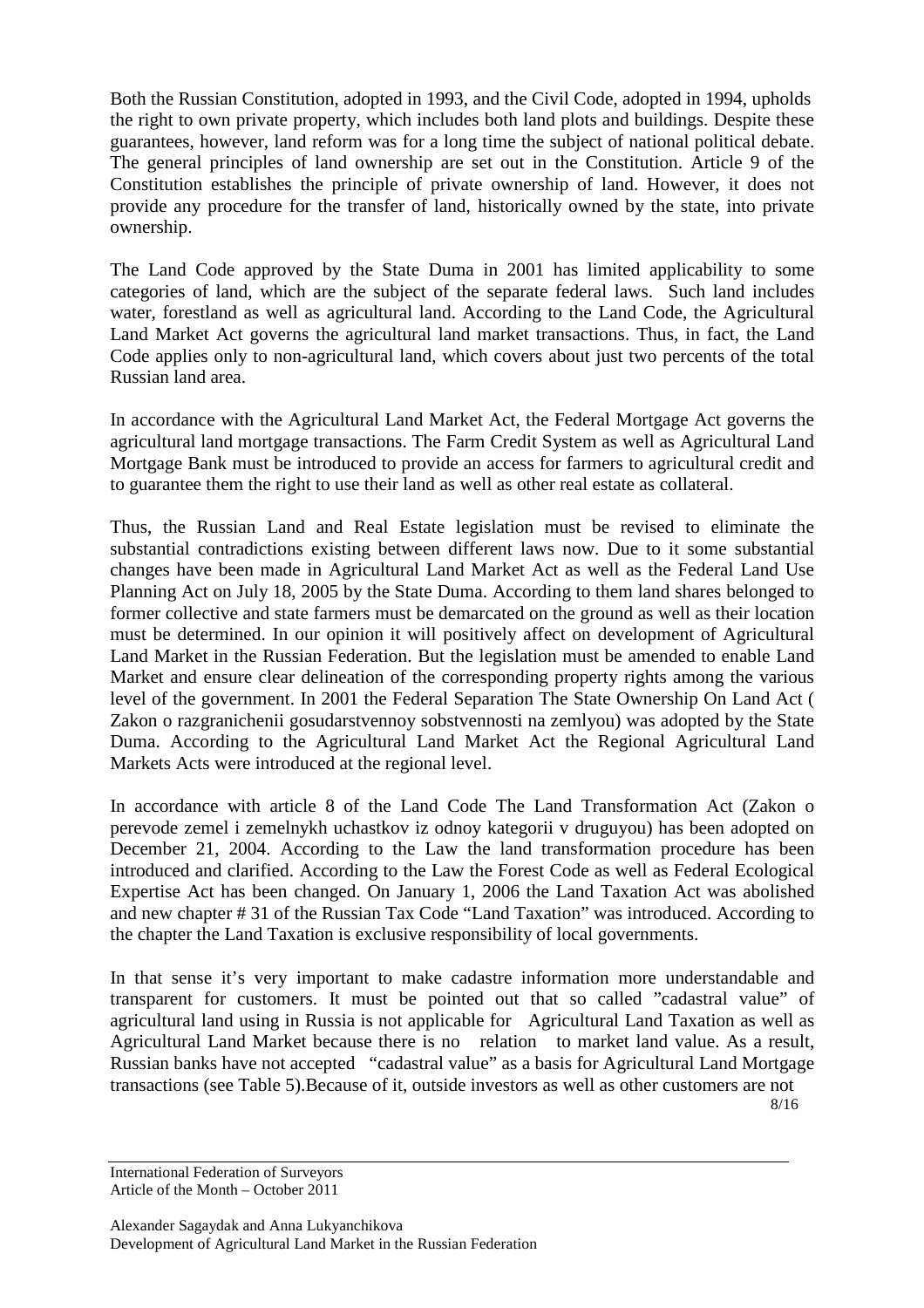Both the Russian Constitution, adopted in 1993, and the Civil Code, adopted in 1994, upholds the right to own private property, which includes both land plots and buildings. Despite these guarantees, however, land reform was for a long time the subject of national political debate. The general principles of land ownership are set out in the Constitution. Article 9 of the Constitution establishes the principle of private ownership of land. However, it does not provide any procedure for the transfer of land, historically owned by the state, into private ownership.

The Land Code approved by the State Duma in 2001 has limited applicability to some categories of land, which are the subject of the separate federal laws. Such land includes water, forestland as well as agricultural land. According to the Land Code, the Agricultural Land Market Act governs the agricultural land market transactions. Thus, in fact, the Land Code applies only to non-agricultural land, which covers about just two percents of the total Russian land area.

In accordance with the Agricultural Land Market Act, the Federal Mortgage Act governs the agricultural land mortgage transactions. The Farm Credit System as well as Agricultural Land Mortgage Bank must be introduced to provide an access for farmers to agricultural credit and to guarantee them the right to use their land as well as other real estate as collateral.

Thus, the Russian Land and Real Estate legislation must be revised to eliminate the substantial contradictions existing between different laws now. Due to it some substantial changes have been made in Agricultural Land Market Act as well as the Federal Land Use Planning Act on July 18, 2005 by the State Duma. According to them land shares belonged to former collective and state farmers must be demarcated on the ground as well as their location must be determined. In our opinion it will positively affect on development of Agricultural Land Market in the Russian Federation. But the legislation must be amended to enable Land Market and ensure clear delineation of the corresponding property rights among the various level of the government. In 2001 the Federal Separation The State Ownership On Land Act ( Zakon o razgranichenii gosudarstvennoy sobstvennosti na zemlyou) was adopted by the State Duma. According to the Agricultural Land Market Act the Regional Agricultural Land Markets Acts were introduced at the regional level.

In accordance with article 8 of the Land Code The Land Transformation Act (Zakon o perevode zemel i zemelnykh uchastkov iz odnoy kategorii v druguyou) has been adopted on December 21, 2004. According to the Law the land transformation procedure has been introduced and clarified. According to the Law the Forest Code as well as Federal Ecological Expertise Act has been changed. On January 1, 2006 the Land Taxation Act was abolished and new chapter # 31 of the Russian Tax Code "Land Taxation" was introduced. According to the chapter the Land Taxation is exclusive responsibility of local governments.

In that sense it's very important to make cadastre information more understandable and transparent for customers. It must be pointed out that so called "cadastral value" of agricultural land using in Russia is not applicable for Agricultural Land Taxation as well as Agricultural Land Market because there is no relation to market land value. As a result, Russian banks have not accepted "cadastral value" as a basis for Agricultural Land Mortgage transactions (see Table 5).Because of it, outside investors as well as other customers are not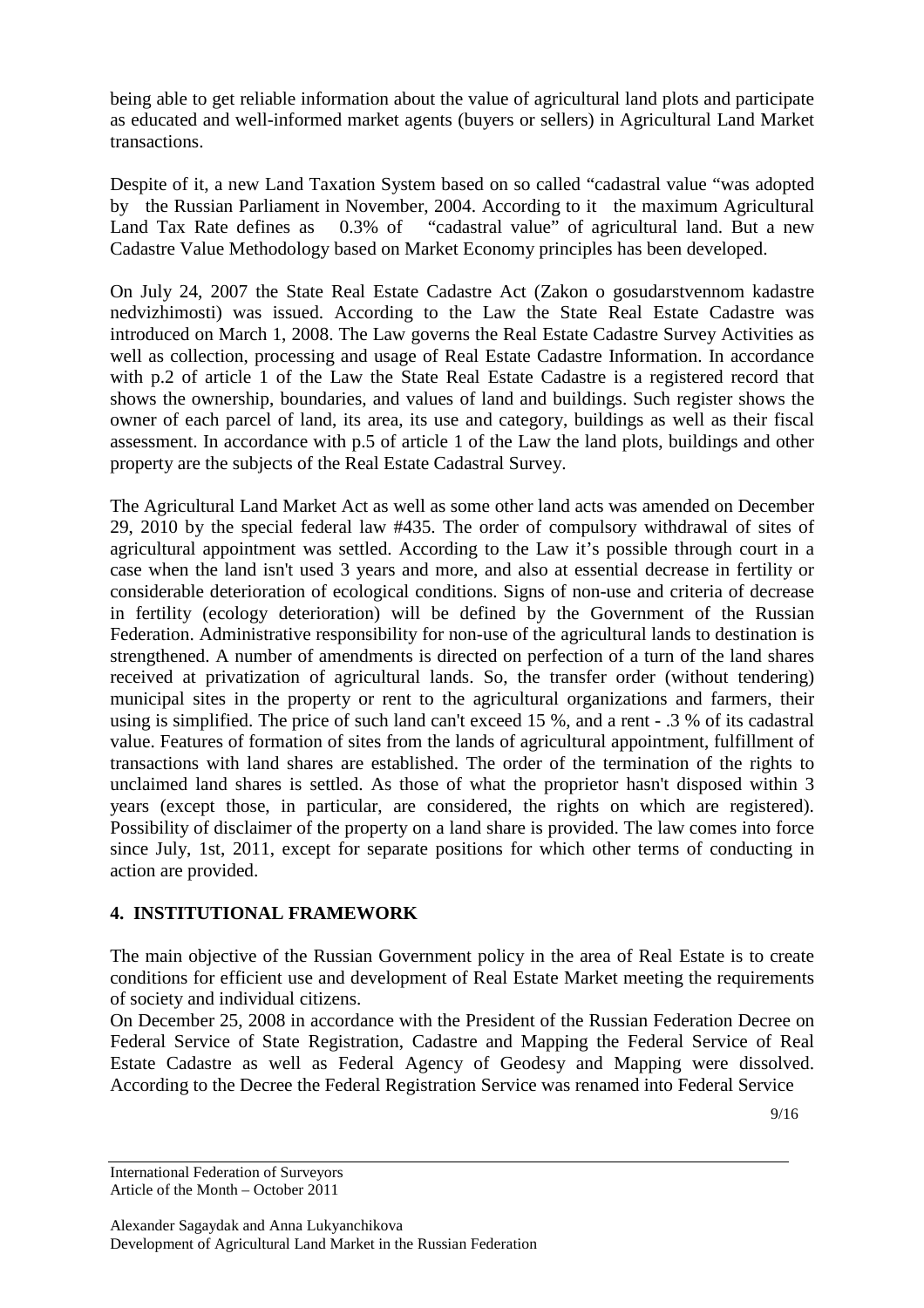being able to get reliable information about the value of agricultural land plots and participate as educated and well-informed market agents (buyers or sellers) in Agricultural Land Market transactions.

Despite of it, a new Land Taxation System based on so called "cadastral value "was adopted by the Russian Parliament in November, 2004. According to it the maximum Agricultural Land Tax Rate defines as 0.3% of "cadastral value" of agricultural land. But a new Cadastre Value Methodology based on Market Economy principles has been developed.

On July 24, 2007 the State Real Estate Cadastre Act (Zakon o gosudarstvennom kadastre nedvizhimosti) was issued. According to the Law the State Real Estate Cadastre was introduced on March 1, 2008. The Law governs the Real Estate Cadastre Survey Activities as well as collection, processing and usage of Real Estate Cadastre Information. In accordance with p.2 of article 1 of the Law the State Real Estate Cadastre is a registered record that shows the ownership, boundaries, and values of land and buildings. Such register shows the owner of each parcel of land, its area, its use and category, buildings as well as their fiscal assessment. In accordance with p.5 of article 1 of the Law the land plots, buildings and other property are the subjects of the Real Estate Cadastral Survey.

The Agricultural Land Market Act as well as some other land acts was amended on December 29, 2010 by the special federal law #435. The order of compulsory withdrawal of sites of agricultural appointment was settled. According to the Law it's possible through court in a case when the land isn't used 3 years and more, and also at essential decrease in fertility or considerable deterioration of ecological conditions. Signs of non-use and criteria of decrease in fertility (ecology deterioration) will be defined by the Government of the Russian Federation. Administrative responsibility for non-use of the agricultural lands to destination is strengthened. A number of amendments is directed on perfection of a turn of the land shares received at privatization of agricultural lands. So, the transfer order (without tendering) municipal sites in the property or rent to the agricultural organizations and farmers, their using is simplified. The price of such land can't exceed 15 %, and a rent - .3 % of its cadastral value. Features of formation of sites from the lands of agricultural appointment, fulfillment of transactions with land shares are established. The order of the termination of the rights to unclaimed land shares is settled. As those of what the proprietor hasn't disposed within 3 years (except those, in particular, are considered, the rights on which are registered). Possibility of disclaimer of the property on a land share is provided. The law comes into force since July, 1st, 2011, except for separate positions for which other terms of conducting in action are provided.

## 4. INSTITUTIONAL FRAMEWORK

The main objective of the Russian Government policy in the area of Real Estate is to create conditions for efficient use and development of Real Estate Market meeting the requirements of society and individual citizens.

On December 25, 2008 in accordance with the President of the Russian Federation Decree on Federal Service of State Registration, Cadastre and Mapping the Federal Service of Real Estate Cadastre as well as Federal Agency of Geodesy and Mapping were dissolved. According to the Decree the Federal Registration Service was renamed into Federal Service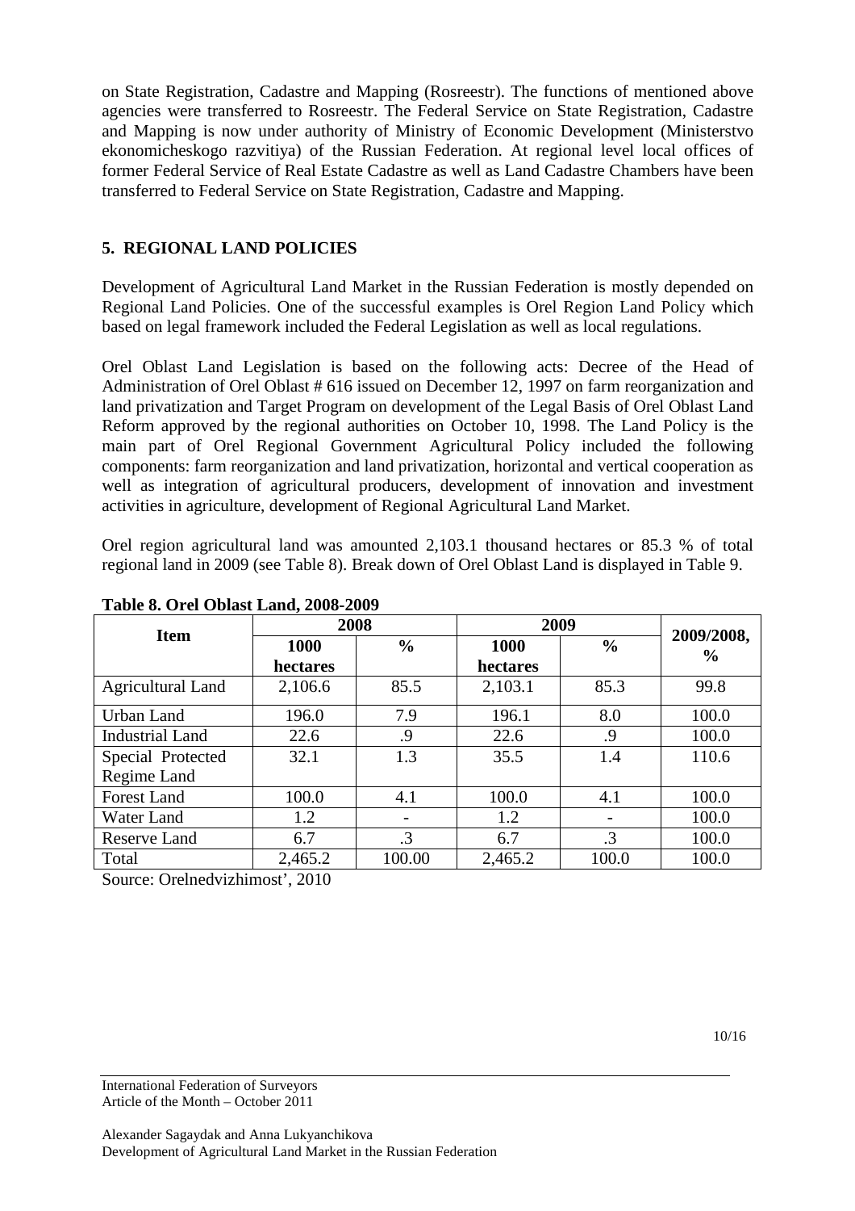on State Registration, Cadastre and Mapping (Rosreestr). The functions of mentioned above agencies were transferred to Rosreestr. The Federal Service on State Registration, Cadastre and Mapping is now under authority of Ministry of Economic Development (Ministerstvo ekonomicheskogo razvitiya) of the Russian Federation. At regional level local offices of former Federal Service of Real Estate Cadastre as well as Land Cadastre Chambers have been transferred to Federal Service on State Registration, Cadastre and Mapping.

## 5. REGIONAL LAND POLICIES

Development of Agricultural Land Market in the Russian Federation is mostly depended on Regional Land Policies. One of the successful examples is Orel Region Land Policy which based on legal framework included the Federal Legislation as well as local regulations.

Orel Oblast Land Legislation is based on the following acts: Decree of the Head of Administration of Orel Oblast # 616 issued on December 12, 1997 on farm reorganization and land privatization and Target Program on development of the Legal Basis of Orel Oblast Land Reform approved by the regional authorities on October 10, 1998. The Land Policy is the main part of Orel Regional Government Agricultural Policy included the following components: farm reorganization and land privatization, horizontal and vertical cooperation as well as integration of agricultural producers, development of innovation and investment activities in agriculture, development of Regional Agricultural Land Market.

Orel region agricultural land was amounted 2,103.1 thousand hectares or 85.3 % of total regional land in 2009 (see Table 8). Break down of Orel Oblast Land is displayed in Table 9.

**Table 8. Orel Oblast Land, 2008-2009**

| Item | 2008 | | 2009 | | 2009/2008, % |
|---|---|---|---|---|---|
| | 1000 hectares | % | 1000 hectares | % | |
| Agricultural Land | 2,106.6 | 85.5 | 2,103.1 | 85.3 | 99.8 |
| Urban Land | 196.0 | 7.9 | 196.1 | 8.0 | 100.0 |
| Industrial Land | 22.6 | .9 | 22.6 | .9 | 100.0 |
| Special Protected Regime Land | 32.1 | 1.3 | 35.5 | 1.4 | 110.6 |
| Forest Land | 100.0 | 4.1 | 100.0 | 4.1 | 100.0 |
| Water Land | 1.2 | - | 1.2 | - | 100.0 |
| Reserve Land | 6.7 | .3 | 6.7 | .3 | 100.0 |
| Total | 2,465.2 | 100.00 | 2,465.2 | 100.0 | 100.0 |

Source: Orelnedvizhimost', 2010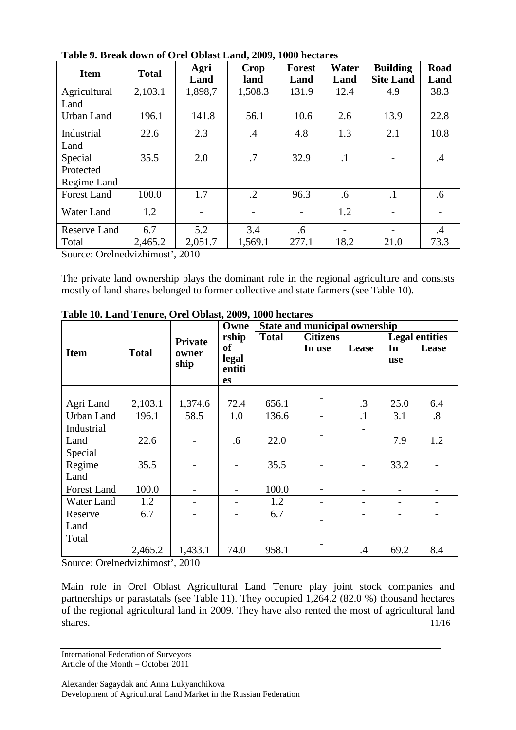**Table 9. Break down of Orel Oblast Land, 2009, 1000 hectares**

| Item | Total | Agri Land | Crop land | Forest Land | Water Land | Building Site Land | Road Land |
|---|---|---|---|---|---|---|---|
| Agricultural Land | 2,103.1 | 1,898,7 | 1,508.3 | 131.9 | 12.4 | 4.9 | 38.3 |
| Urban Land | 196.1 | 141.8 | 56.1 | 10.6 | 2.6 | 13.9 | 22.8 |
| Industrial Land | 22.6 | 2.3 | .4 | 4.8 | 1.3 | 2.1 | 10.8 |
| Special Protected Regime Land | 35.5 | 2.0 | .7 | 32.9 | .1 | - | .4 |
| Forest Land | 100.0 | 1.7 | .2 | 96.3 | .6 | .1 | .6 |
| Water Land | 1.2 | - | - | - | 1.2 | - | - |
| Reserve Land | 6.7 | 5.2 | 3.4 | .6 | - | - | .4 |
| Total | 2,465.2 | 2,051.7 | 1,569.1 | 277.1 | 18.2 | 21.0 | 73.3 |

Source: Orelnedvizhimost', 2010

The private land ownership plays the dominant role in the regional agriculture and consists mostly of land shares belonged to former collective and state farmers (see Table 10).

**Table 10. Land Tenure, Orel Oblast, 2009, 1000 hectares**

| Item | Total | Private owner ship | Ownership of legal entities | State and municipal ownership | | | | |
|---|---|---|---|---|---|---|---|---|
| | | | | Total | Citizens | | Legal entities | |
| | | | | | In use | Lease | In use | Lease |
| Agri Land | 2,103.1 | 1,374.6 | 72.4 | 656.1 | - | .3 | 25.0 | 6.4 |
| Urban Land | 196.1 | 58.5 | 1.0 | 136.6 | - | .1 | 3.1 | .8 |
| Industrial Land | 22.6 | - | .6 | 22.0 | - | - | 7.9 | 1.2 |
| Special Regime Land | 35.5 | - | - | 35.5 | - | - | 33.2 | - |
| Forest Land | 100.0 | - | - | 100.0 | - | - | - | - |
| Water Land | 1.2 | - | - | 1.2 | - | - | - | - |
| Reserve Land | 6.7 | - | - | 6.7 | - | - | - | - |
| Total | 2,465.2 | 1,433.1 | 74.0 | 958.1 | - | .4 | 69.2 | 8.4 |

Source: Orelnedvizhimost', 2010

Main role in Orel Oblast Agricultural Land Tenure play joint stock companies and partnerships or parastatals (see Table 11). They occupied 1,264.2 (82.0 %) thousand hectares of the regional agricultural land in 2009. They have also rented the most of agricultural land shares.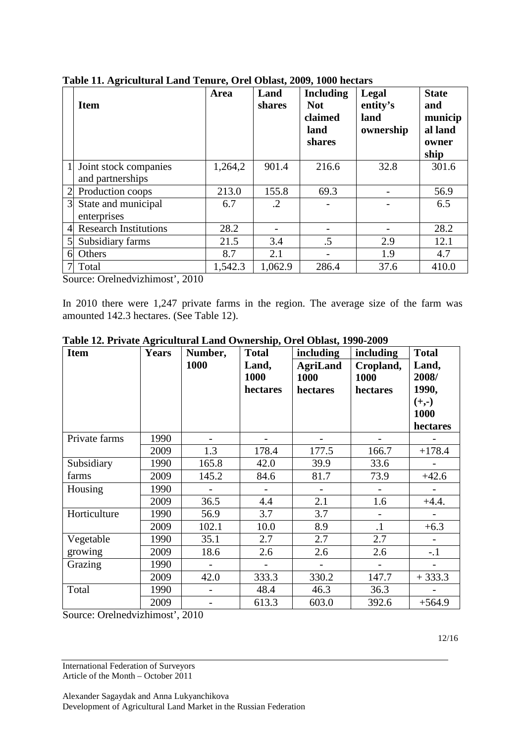**Table 11. Agricultural Land Tenure, Orel Oblast, 2009, 1000 hectars**

| | Item | Area | Land shares | Including Not claimed land shares | Legal entity's land ownership | State and municipal land owner ship |
|---|---|---|---|---|---|---|
| 1 | Joint stock companies and partnerships | 1,264,2 | 901.4 | 216.6 | 32.8 | 301.6 |
| 2 | Production coops | 213.0 | 155.8 | 69.3 | - | 56.9 |
| 3 | State and municipal enterprises | 6.7 | .2 | - | - | 6.5 |
| 4 | Research Institutions | 28.2 | - | - | - | 28.2 |
| 5 | Subsidiary farms | 21.5 | 3.4 | .5 | 2.9 | 12.1 |
| 6 | Others | 8.7 | 2.1 | - | 1.9 | 4.7 |
| 7 | Total | 1,542.3 | 1,062.9 | 286.4 | 37.6 | 410.0 |

Source: Orelnedvizhimost', 2010

In 2010 there were 1,247 private farms in the region. The average size of the farm was amounted 142.3 hectares. (See Table 12).

**Table 12. Private Agricultural Land Ownership, Orel Oblast, 1990-2009**

| Item | Years | Number, 1000 | Total Land, 1000 hectares | including AgriLand 1000 hectares | including Cropland, 1000 hectares | Total Land, 2008/ 1990, (+,-) 1000 hectares |
|---|---|---|---|---|---|---|
| Private farms | 1990 | - | - | - | - | - |
| | 2009 | 1.3 | 178.4 | 177.5 | 166.7 | +178.4 |
| Subsidiary farms | 1990 | 165.8 | 42.0 | 39.9 | 33.6 | - |
| | 2009 | 145.2 | 84.6 | 81.7 | 73.9 | +42.6 |
| Housing | 1990 | - | - | - | - | - |
| | 2009 | 36.5 | 4.4 | 2.1 | 1.6 | +4.4. |
| Horticulture | 1990 | 56.9 | 3.7 | 3.7 | - | - |
| | 2009 | 102.1 | 10.0 | 8.9 | .1 | +6.3 |
| Vegetable growing | 1990 | 35.1 | 2.7 | 2.7 | 2.7 | - |
| | 2009 | 18.6 | 2.6 | 2.6 | 2.6 | -.1 |
| Grazing | 1990 | - | - | - | - | - |
| | 2009 | 42.0 | 333.3 | 330.2 | 147.7 | + 333.3 |
| Total | 1990 | - | 48.4 | 46.3 | 36.3 | - |
| | 2009 | - | 613.3 | 603.0 | 392.6 | +564.9 |

Source: Orelnedvizhimost', 2010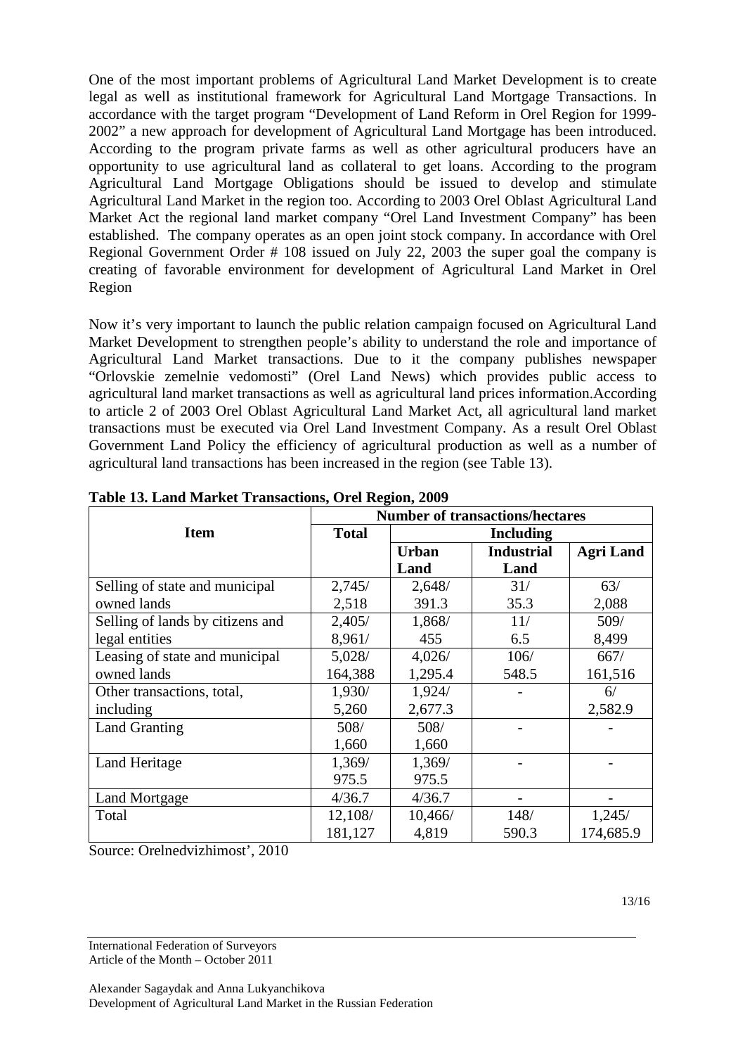One of the most important problems of Agricultural Land Market Development is to create legal as well as institutional framework for Agricultural Land Mortgage Transactions. In accordance with the target program "Development of Land Reform in Orel Region for 1999-2002" a new approach for development of Agricultural Land Mortgage has been introduced. According to the program private farms as well as other agricultural producers have an opportunity to use agricultural land as collateral to get loans. According to the program Agricultural Land Mortgage Obligations should be issued to develop and stimulate Agricultural Land Market in the region too. According to 2003 Orel Oblast Agricultural Land Market Act the regional land market company "Orel Land Investment Company" has been established. The company operates as an open joint stock company. In accordance with Orel Regional Government Order # 108 issued on July 22, 2003 the super goal the company is creating of favorable environment for development of Agricultural Land Market in Orel Region

Now it's very important to launch the public relation campaign focused on Agricultural Land Market Development to strengthen people's ability to understand the role and importance of Agricultural Land Market transactions. Due to it the company publishes newspaper "Orlovskie zemelnie vedomosti" (Orel Land News) which provides public access to agricultural land market transactions as well as agricultural land prices information.According to article 2 of 2003 Orel Oblast Agricultural Land Market Act, all agricultural land market transactions must be executed via Orel Land Investment Company. As a result Orel Oblast Government Land Policy the efficiency of agricultural production as well as a number of agricultural land transactions has been increased in the region (see Table 13).

**Table 13. Land Market Transactions, Orel Region, 2009**

| Item | Number of transactions/hectares | | | |
|---|---|---|---|---|
| | Total | Including | | |
| | | Urban Land | Industrial Land | Agri Land |
| Selling of state and municipal owned lands | 2,745/ 2,518 | 2,648/ 391.3 | 31/ 35.3 | 63/ 2,088 |
| Selling of lands by citizens and legal entities | 2,405/ 8,961/ | 1,868/ 455 | 11/ 6.5 | 509/ 8,499 |
| Leasing of state and municipal owned lands | 5,028/ 164,388 | 4,026/ 1,295.4 | 106/ 548.5 | 667/ 161,516 |
| Other transactions, total, including | 1,930/ 5,260 | 1,924/ 2,677.3 | - | 6/ 2,582.9 |
| Land Granting | 508/ 1,660 | 508/ 1,660 | - | - |
| Land Heritage | 1,369/ 975.5 | 1,369/ 975.5 | - | - |
| Land Mortgage | 4/36.7 | 4/36.7 | - | - |
| Total | 12,108/ 181,127 | 10,466/ 4,819 | 148/ 590.3 | 1,245/ 174,685.9 |

Source: Orelnedvizhimost', 2010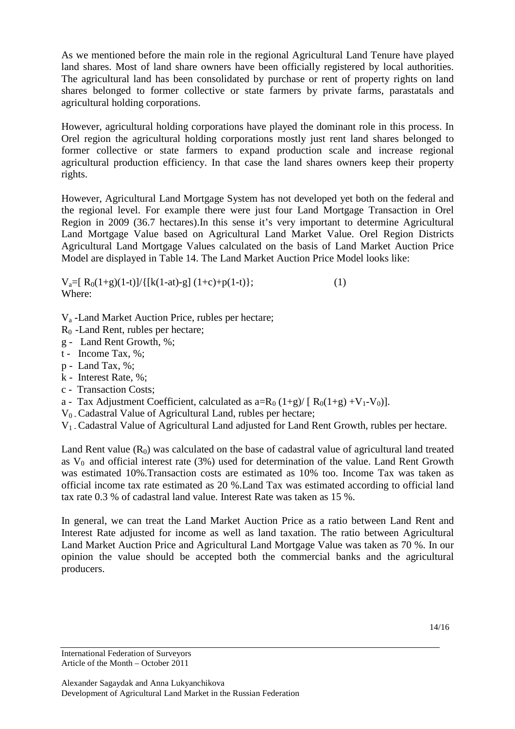As we mentioned before the main role in the regional Agricultural Land Tenure have played land shares. Most of land share owners have been officially registered by local authorities. The agricultural land has been consolidated by purchase or rent of property rights on land shares belonged to former collective or state farmers by private farms, parastatals and agricultural holding corporations.

However, agricultural holding corporations have played the dominant role in this process. In Orel region the agricultural holding corporations mostly just rent land shares belonged to former collective or state farmers to expand production scale and increase regional agricultural production efficiency. In that case the land shares owners keep their property rights.

However, Agricultural Land Mortgage System has not developed yet both on the federal and the regional level. For example there were just four Land Mortgage Transaction in Orel Region in 2009 (36.7 hectares).In this sense it's very important to determine Agricultural Land Mortgage Value based on Agricultural Land Market Value. Orel Region Districts Agricultural Land Mortgage Values calculated on the basis of Land Market Auction Price Model are displayed in Table 14. The Land Market Auction Price Model looks like:

$$V_a=[R_0(1+g)(1-t)]/\{[k(1-at)-g](1+c)+p(1-t)\}; \qquad (1)$$

Where:

$V_a$ -Land Market Auction Price, rubles per hectare;
$R_0$ -Land Rent, rubles per hectare;
g - Land Rent Growth, %;
t - Income Tax, %;
p - Land Tax, %;
k - Interest Rate, %;
c - Transaction Costs;
a - Tax Adjustment Coefficient, calculated as $a=R_0(1+g)/[R_0(1+g)+V_1-V_0)]$.
$V_0$ - Cadastral Value of Agricultural Land, rubles per hectare;
$V_1$ - Cadastral Value of Agricultural Land adjusted for Land Rent Growth, rubles per hectare.

Land Rent value ($R_0$) was calculated on the base of cadastral value of agricultural land treated as $V_0$ and official interest rate (3%) used for determination of the value. Land Rent Growth was estimated 10%.Transaction costs are estimated as 10% too. Income Tax was taken as official income tax rate estimated as 20 %.Land Tax was estimated according to official land tax rate 0.3 % of cadastral land value. Interest Rate was taken as 15 %.

In general, we can treat the Land Market Auction Price as a ratio between Land Rent and Interest Rate adjusted for income as well as land taxation. The ratio between Agricultural Land Market Auction Price and Agricultural Land Mortgage Value was taken as 70 %. In our opinion the value should be accepted both the commercial banks and the agricultural producers.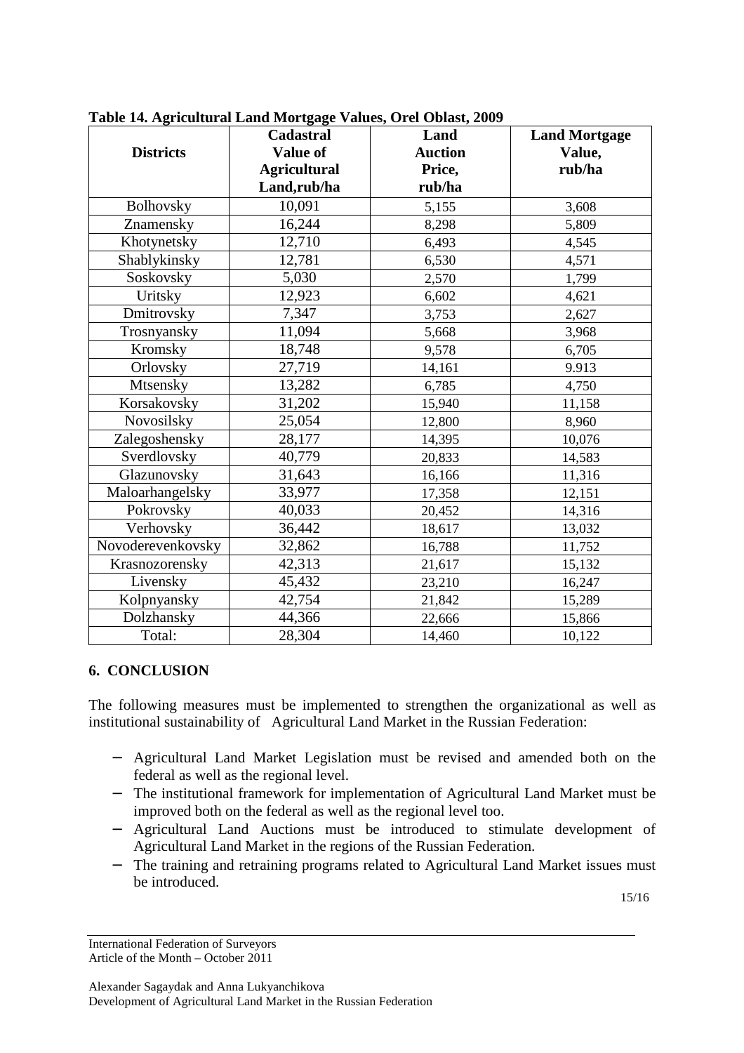**Table 14. Agricultural Land Mortgage Values, Orel Oblast, 2009**

| Districts | Cadastral Value of Agricultural Land,rub/ha | Land Auction Price, rub/ha | Land Mortgage Value, rub/ha |
|---|---|---|---|
| Bolhovsky | 10,091 | 5,155 | 3,608 |
| Znamensky | 16,244 | 8,298 | 5,809 |
| Khotynetsky | 12,710 | 6,493 | 4,545 |
| Shablykinsky | 12,781 | 6,530 | 4,571 |
| Soskovsky | 5,030 | 2,570 | 1,799 |
| Uritsky | 12,923 | 6,602 | 4,621 |
| Dmitrovsky | 7,347 | 3,753 | 2,627 |
| Trosnyansky | 11,094 | 5,668 | 3,968 |
| Kromsky | 18,748 | 9,578 | 6,705 |
| Orlovsky | 27,719 | 14,161 | 9.913 |
| Mtsensky | 13,282 | 6,785 | 4,750 |
| Korsakovsky | 31,202 | 15,940 | 11,158 |
| Novosilsky | 25,054 | 12,800 | 8,960 |
| Zalegoshensky | 28,177 | 14,395 | 10,076 |
| Sverdlovsky | 40,779 | 20,833 | 14,583 |
| Glazunovsky | 31,643 | 16,166 | 11,316 |
| Maloarhangelsky | 33,977 | 17,358 | 12,151 |
| Pokrovsky | 40,033 | 20,452 | 14,316 |
| Verhovsky | 36,442 | 18,617 | 13,032 |
| Novoderevenkovsky | 32,862 | 16,788 | 11,752 |
| Krasnozorensky | 42,313 | 21,617 | 15,132 |
| Livensky | 45,432 | 23,210 | 16,247 |
| Kolpnyansky | 42,754 | 21,842 | 15,289 |
| Dolzhansky | 44,366 | 22,666 | 15,866 |
| Total: | 28,304 | 14,460 | 10,122 |

## 6. CONCLUSION

The following measures must be implemented to strengthen the organizational as well as institutional sustainability of Agricultural Land Market in the Russian Federation:

- Agricultural Land Market Legislation must be revised and amended both on the federal as well as the regional level.
- The institutional framework for implementation of Agricultural Land Market must be improved both on the federal as well as the regional level too.
- Agricultural Land Auctions must be introduced to stimulate development of Agricultural Land Market in the regions of the Russian Federation.
- The training and retraining programs related to Agricultural Land Market issues must be introduced.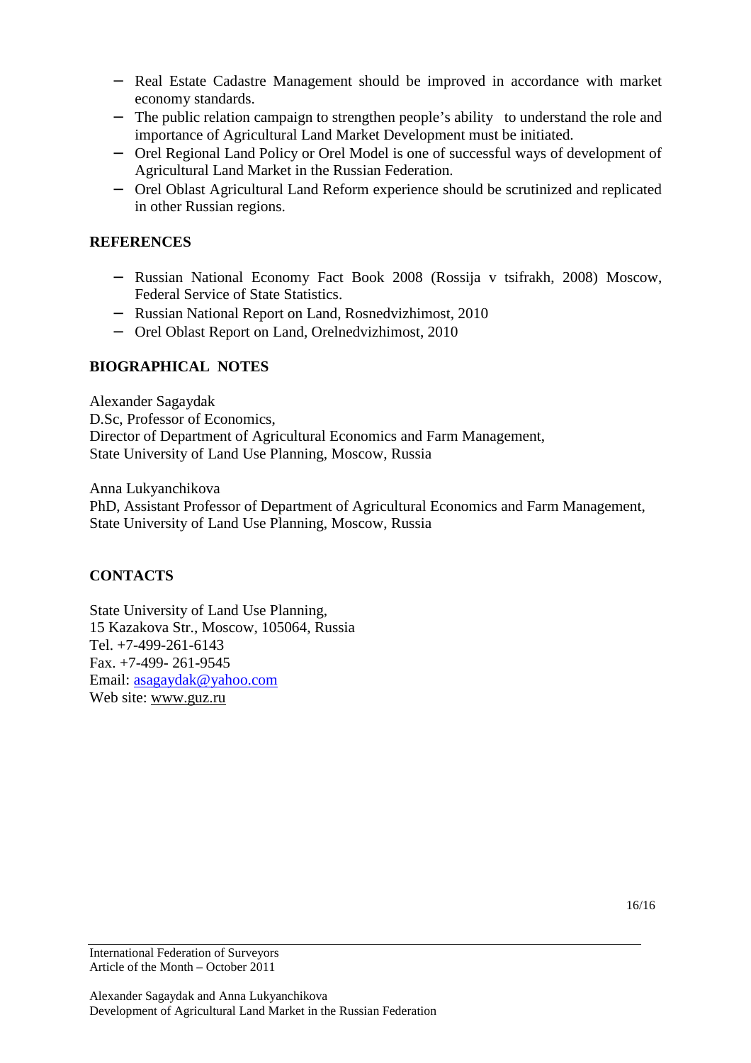- Real Estate Cadastre Management should be improved in accordance with market economy standards.
- The public relation campaign to strengthen people's ability to understand the role and importance of Agricultural Land Market Development must be initiated.
- Orel Regional Land Policy or Orel Model is one of successful ways of development of Agricultural Land Market in the Russian Federation.
- Orel Oblast Agricultural Land Reform experience should be scrutinized and replicated in other Russian regions.

## REFERENCES

- Russian National Economy Fact Book 2008 (Rossija v tsifrakh, 2008) Moscow, Federal Service of State Statistics.
- Russian National Report on Land, Rosnedvizhimost, 2010
- Orel Oblast Report on Land, Orelnedvizhimost, 2010

## BIOGRAPHICAL NOTES

Alexander Sagaydak
D.Sc, Professor of Economics,
Director of Department of Agricultural Economics and Farm Management,
State University of Land Use Planning, Moscow, Russia

Anna Lukyanchikova
PhD, Assistant Professor of Department of Agricultural Economics and Farm Management,
State University of Land Use Planning, Moscow, Russia

## CONTACTS

State University of Land Use Planning,
15 Kazakova Str., Moscow, 105064, Russia
Tel. +7-499-261-6143
Fax. +7-499- 261-9545
Email: asagaydak@yahoo.com
Web site: www.guz.ru